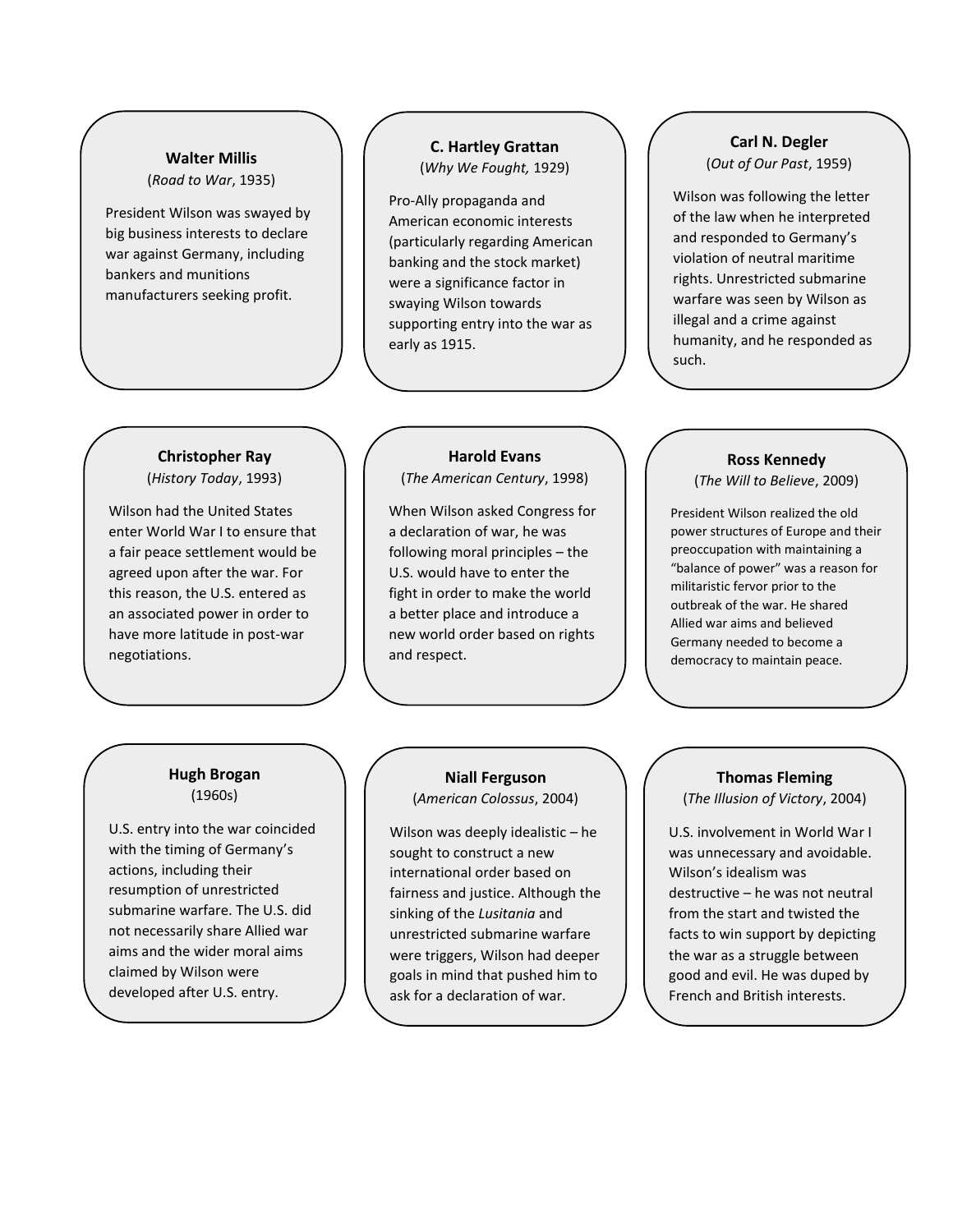**Walter Millis**
(*Road to War*, 1935)

President Wilson was swayed by big business interests to declare war against Germany, including bankers and munitions manufacturers seeking profit.

**C. Hartley Grattan**
(*Why We Fought,* 1929)

Pro-Ally propaganda and American economic interests (particularly regarding American banking and the stock market) were a significance factor in swaying Wilson towards supporting entry into the war as early as 1915.

**Carl N. Degler**
(*Out of Our Past*, 1959)

Wilson was following the letter of the law when he interpreted and responded to Germany's violation of neutral maritime rights. Unrestricted submarine warfare was seen by Wilson as illegal and a crime against humanity, and he responded as such.

**Christopher Ray**
(*History Today*, 1993)

Wilson had the United States enter World War I to ensure that a fair peace settlement would be agreed upon after the war. For this reason, the U.S. entered as an associated power in order to have more latitude in post-war negotiations.

**Harold Evans**
(*The American Century*, 1998)

When Wilson asked Congress for a declaration of war, he was following moral principles – the U.S. would have to enter the fight in order to make the world a better place and introduce a new world order based on rights and respect.

**Ross Kennedy**
(*The Will to Believe*, 2009)

President Wilson realized the old power structures of Europe and their preoccupation with maintaining a "balance of power" was a reason for militaristic fervor prior to the outbreak of the war. He shared Allied war aims and believed Germany needed to become a democracy to maintain peace.

**Hugh Brogan**
(1960s)

U.S. entry into the war coincided with the timing of Germany's actions, including their resumption of unrestricted submarine warfare. The U.S. did not necessarily share Allied war aims and the wider moral aims claimed by Wilson were developed after U.S. entry.

**Niall Ferguson**
(*American Colossus*, 2004)

Wilson was deeply idealistic – he sought to construct a new international order based on fairness and justice. Although the sinking of the *Lusitania* and unrestricted submarine warfare were triggers, Wilson had deeper goals in mind that pushed him to ask for a declaration of war.

**Thomas Fleming**
(*The Illusion of Victory*, 2004)

U.S. involvement in World War I was unnecessary and avoidable. Wilson's idealism was destructive – he was not neutral from the start and twisted the facts to win support by depicting the war as a struggle between good and evil. He was duped by French and British interests.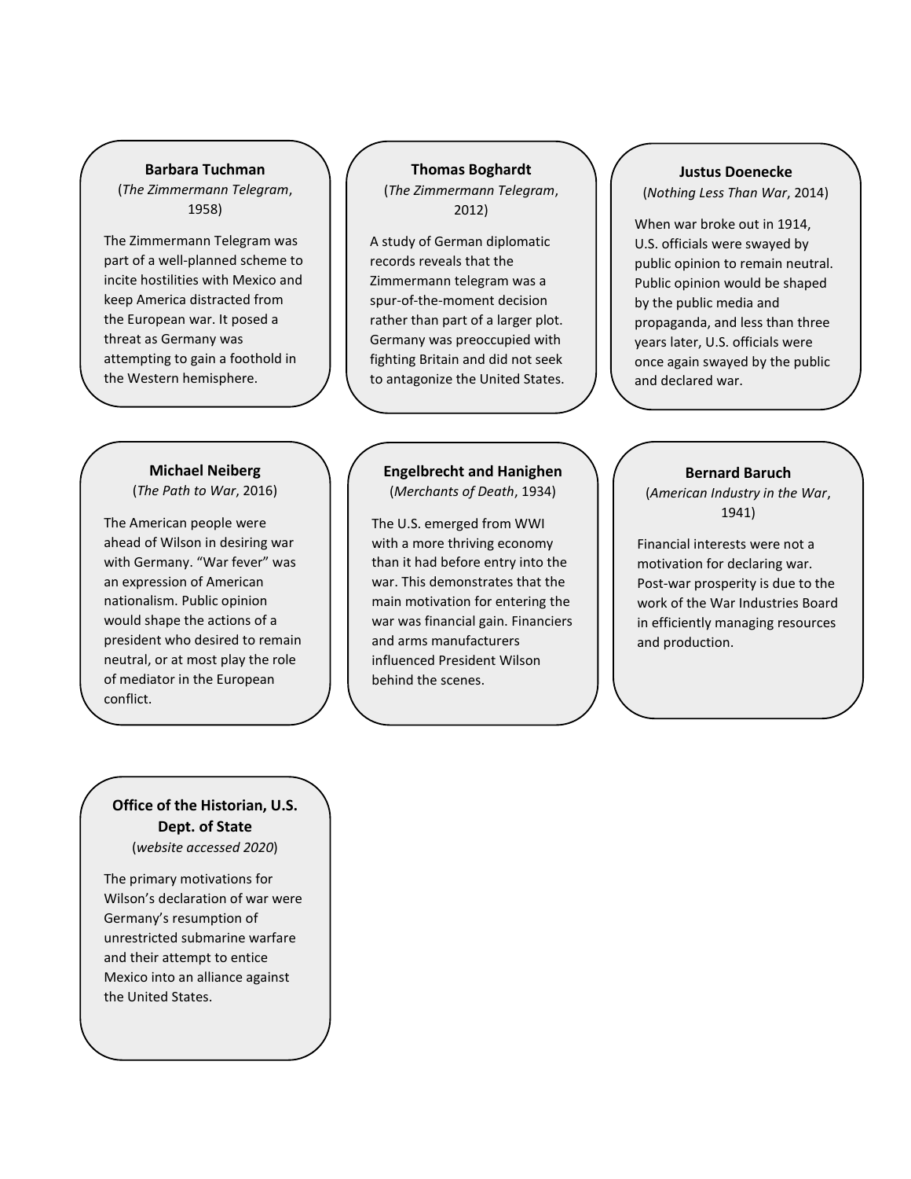**Barbara Tuchman**
(*The Zimmermann Telegram*, 1958)

The Zimmermann Telegram was part of a well-planned scheme to incite hostilities with Mexico and keep America distracted from the European war. It posed a threat as Germany was attempting to gain a foothold in the Western hemisphere.

**Thomas Boghardt**
(*The Zimmermann Telegram*, 2012)

A study of German diplomatic records reveals that the Zimmermann telegram was a spur-of-the-moment decision rather than part of a larger plot. Germany was preoccupied with fighting Britain and did not seek to antagonize the United States.

**Justus Doenecke**
(*Nothing Less Than War*, 2014)

When war broke out in 1914, U.S. officials were swayed by public opinion to remain neutral. Public opinion would be shaped by the public media and propaganda, and less than three years later, U.S. officials were once again swayed by the public and declared war.

**Michael Neiberg**
(*The Path to War*, 2016)

The American people were ahead of Wilson in desiring war with Germany. "War fever" was an expression of American nationalism. Public opinion would shape the actions of a president who desired to remain neutral, or at most play the role of mediator in the European conflict.

**Engelbrecht and Hanighen**
(*Merchants of Death*, 1934)

The U.S. emerged from WWI with a more thriving economy than it had before entry into the war. This demonstrates that the main motivation for entering the war was financial gain. Financiers and arms manufacturers influenced President Wilson behind the scenes.

**Bernard Baruch**
(*American Industry in the War*, 1941)

Financial interests were not a motivation for declaring war. Post-war prosperity is due to the work of the War Industries Board in efficiently managing resources and production.

**Office of the Historian, U.S. Dept. of State**
(*website accessed 2020*)

The primary motivations for Wilson's declaration of war were Germany's resumption of unrestricted submarine warfare and their attempt to entice Mexico into an alliance against the United States.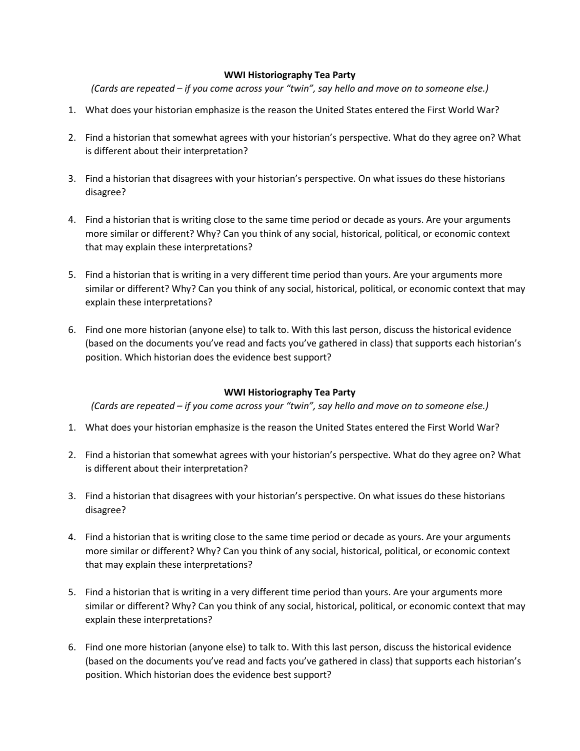**WWI Historiography Tea Party**

*(Cards are repeated – if you come across your "twin", say hello and move on to someone else.)*

1. What does your historian emphasize is the reason the United States entered the First World War?
2. Find a historian that somewhat agrees with your historian's perspective. What do they agree on? What is different about their interpretation?
3. Find a historian that disagrees with your historian's perspective. On what issues do these historians disagree?
4. Find a historian that is writing close to the same time period or decade as yours. Are your arguments more similar or different? Why? Can you think of any social, historical, political, or economic context that may explain these interpretations?
5. Find a historian that is writing in a very different time period than yours. Are your arguments more similar or different? Why? Can you think of any social, historical, political, or economic context that may explain these interpretations?
6. Find one more historian (anyone else) to talk to. With this last person, discuss the historical evidence (based on the documents you've read and facts you've gathered in class) that supports each historian's position. Which historian does the evidence best support?

**WWI Historiography Tea Party**

*(Cards are repeated – if you come across your "twin", say hello and move on to someone else.)*

1. What does your historian emphasize is the reason the United States entered the First World War?
2. Find a historian that somewhat agrees with your historian's perspective. What do they agree on? What is different about their interpretation?
3. Find a historian that disagrees with your historian's perspective. On what issues do these historians disagree?
4. Find a historian that is writing close to the same time period or decade as yours. Are your arguments more similar or different? Why? Can you think of any social, historical, political, or economic context that may explain these interpretations?
5. Find a historian that is writing in a very different time period than yours. Are your arguments more similar or different? Why? Can you think of any social, historical, political, or economic context that may explain these interpretations?
6. Find one more historian (anyone else) to talk to. With this last person, discuss the historical evidence (based on the documents you've read and facts you've gathered in class) that supports each historian's position. Which historian does the evidence best support?